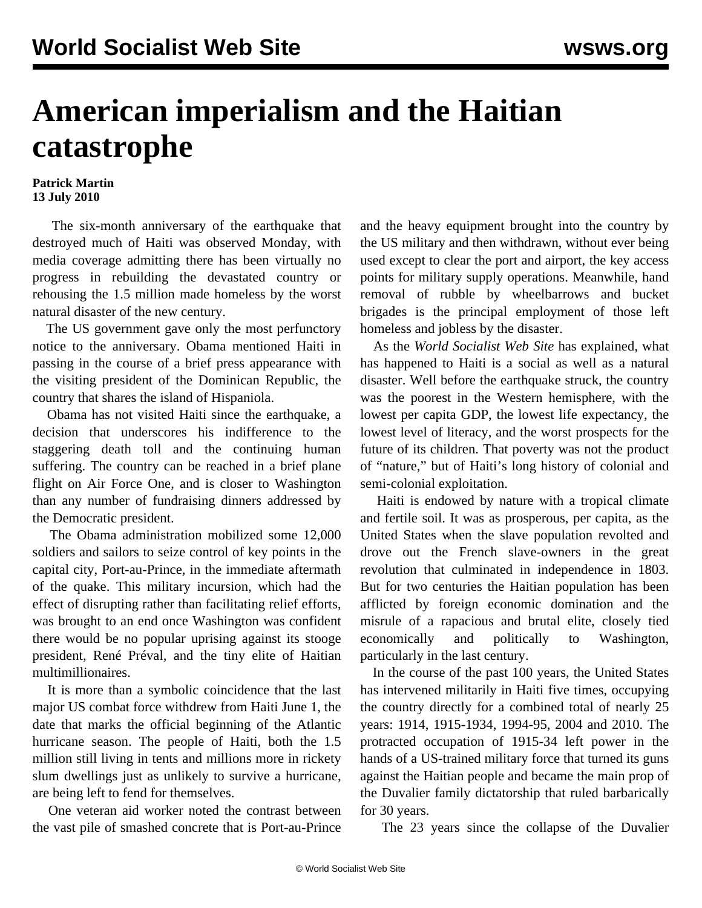# American imperialism and the Haitian catastrophe

**Patrick Martin**
**13 July 2010**

The six-month anniversary of the earthquake that destroyed much of Haiti was observed Monday, with media coverage admitting there has been virtually no progress in rebuilding the devastated country or rehousing the 1.5 million made homeless by the worst natural disaster of the new century.

The US government gave only the most perfunctory notice to the anniversary. Obama mentioned Haiti in passing in the course of a brief press appearance with the visiting president of the Dominican Republic, the country that shares the island of Hispaniola.

Obama has not visited Haiti since the earthquake, a decision that underscores his indifference to the staggering death toll and the continuing human suffering. The country can be reached in a brief plane flight on Air Force One, and is closer to Washington than any number of fundraising dinners addressed by the Democratic president.

The Obama administration mobilized some 12,000 soldiers and sailors to seize control of key points in the capital city, Port-au-Prince, in the immediate aftermath of the quake. This military incursion, which had the effect of disrupting rather than facilitating relief efforts, was brought to an end once Washington was confident there would be no popular uprising against its stooge president, René Préval, and the tiny elite of Haitian multimillionaires.

It is more than a symbolic coincidence that the last major US combat force withdrew from Haiti June 1, the date that marks the official beginning of the Atlantic hurricane season. The people of Haiti, both the 1.5 million still living in tents and millions more in rickety slum dwellings just as unlikely to survive a hurricane, are being left to fend for themselves.

One veteran aid worker noted the contrast between the vast pile of smashed concrete that is Port-au-Prince and the heavy equipment brought into the country by the US military and then withdrawn, without ever being used except to clear the port and airport, the key access points for military supply operations. Meanwhile, hand removal of rubble by wheelbarrows and bucket brigades is the principal employment of those left homeless and jobless by the disaster.

As the *World Socialist Web Site* has explained, what has happened to Haiti is a social as well as a natural disaster. Well before the earthquake struck, the country was the poorest in the Western hemisphere, with the lowest per capita GDP, the lowest life expectancy, the lowest level of literacy, and the worst prospects for the future of its children. That poverty was not the product of "nature," but of Haiti's long history of colonial and semi-colonial exploitation.

Haiti is endowed by nature with a tropical climate and fertile soil. It was as prosperous, per capita, as the United States when the slave population revolted and drove out the French slave-owners in the great revolution that culminated in independence in 1803. But for two centuries the Haitian population has been afflicted by foreign economic domination and the misrule of a rapacious and brutal elite, closely tied economically and politically to Washington, particularly in the last century.

In the course of the past 100 years, the United States has intervened militarily in Haiti five times, occupying the country directly for a combined total of nearly 25 years: 1914, 1915-1934, 1994-95, 2004 and 2010. The protracted occupation of 1915-34 left power in the hands of a US-trained military force that turned its guns against the Haitian people and became the main prop of the Duvalier family dictatorship that ruled barbarically for 30 years.

The 23 years since the collapse of the Duvalier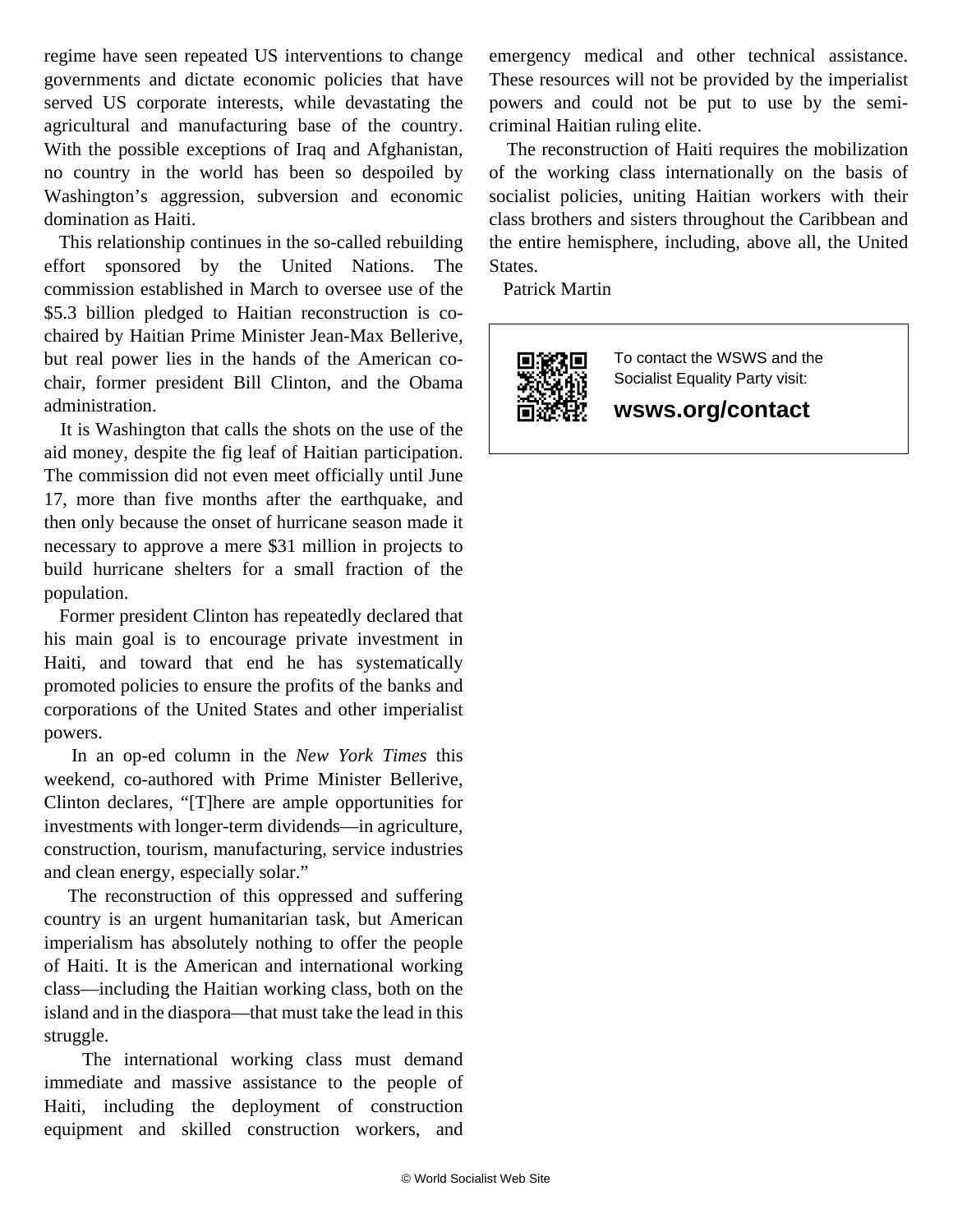regime have seen repeated US interventions to change governments and dictate economic policies that have served US corporate interests, while devastating the agricultural and manufacturing base of the country. With the possible exceptions of Iraq and Afghanistan, no country in the world has been so despoiled by Washington's aggression, subversion and economic domination as Haiti.

This relationship continues in the so-called rebuilding effort sponsored by the United Nations. The commission established in March to oversee use of the $5.3 billion pledged to Haitian reconstruction is co-chaired by Haitian Prime Minister Jean-Max Bellerive, but real power lies in the hands of the American co-chair, former president Bill Clinton, and the Obama administration.

It is Washington that calls the shots on the use of the aid money, despite the fig leaf of Haitian participation. The commission did not even meet officially until June 17, more than five months after the earthquake, and then only because the onset of hurricane season made it necessary to approve a mere $31 million in projects to build hurricane shelters for a small fraction of the population.

Former president Clinton has repeatedly declared that his main goal is to encourage private investment in Haiti, and toward that end he has systematically promoted policies to ensure the profits of the banks and corporations of the United States and other imperialist powers.

In an op-ed column in the *New York Times* this weekend, co-authored with Prime Minister Bellerive, Clinton declares, "[T]here are ample opportunities for investments with longer-term dividends—in agriculture, construction, tourism, manufacturing, service industries and clean energy, especially solar."

The reconstruction of this oppressed and suffering country is an urgent humanitarian task, but American imperialism has absolutely nothing to offer the people of Haiti. It is the American and international working class—including the Haitian working class, both on the island and in the diaspora—that must take the lead in this struggle.

The international working class must demand immediate and massive assistance to the people of Haiti, including the deployment of construction equipment and skilled construction workers, and emergency medical and other technical assistance. These resources will not be provided by the imperialist powers and could not be put to use by the semi-criminal Haitian ruling elite.

The reconstruction of Haiti requires the mobilization of the working class internationally on the basis of socialist policies, uniting Haitian workers with their class brothers and sisters throughout the Caribbean and the entire hemisphere, including, above all, the United States.

Patrick Martin

To contact the WSWS and the Socialist Equality Party visit:

**wsws.org/contact**